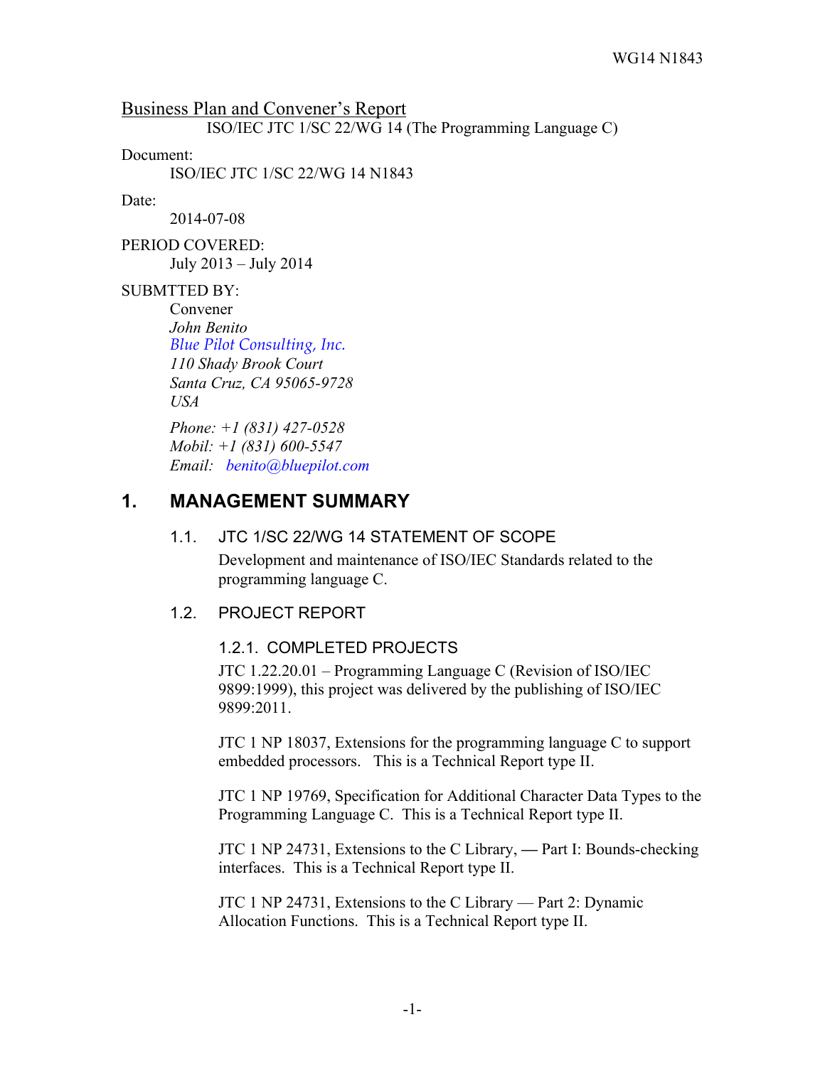Business Plan and Convener's Report

ISO/IEC JTC 1/SC 22/WG 14 (The Programming Language C)

Document:

ISO/IEC JTC 1/SC 22/WG 14 N1843

Date:

2014-07-08

PERIOD COVERED:

July 2013 – July 2014

SUBMTTED BY:

Convener
*John Benito*
*Blue Pilot Consulting, Inc.*
*110 Shady Brook Court*
*Santa Cruz, CA 95065-9728*
*USA*

*Phone: +1 (831) 427-0528*
*Mobil: +1 (831) 600-5547*
*Email: benito@bluepilot.com*

# 1. MANAGEMENT SUMMARY

## 1.1. JTC 1/SC 22/WG 14 STATEMENT OF SCOPE

Development and maintenance of ISO/IEC Standards related to the programming language C.

## 1.2. PROJECT REPORT

### 1.2.1. COMPLETED PROJECTS

JTC 1.22.20.01 – Programming Language C (Revision of ISO/IEC 9899:1999), this project was delivered by the publishing of ISO/IEC 9899:2011.

JTC 1 NP 18037, Extensions for the programming language C to support embedded processors. This is a Technical Report type II.

JTC 1 NP 19769, Specification for Additional Character Data Types to the Programming Language C. This is a Technical Report type II.

JTC 1 NP 24731, Extensions to the C Library, — Part I: Bounds-checking interfaces. This is a Technical Report type II.

JTC 1 NP 24731, Extensions to the C Library — Part 2: Dynamic Allocation Functions. This is a Technical Report type II.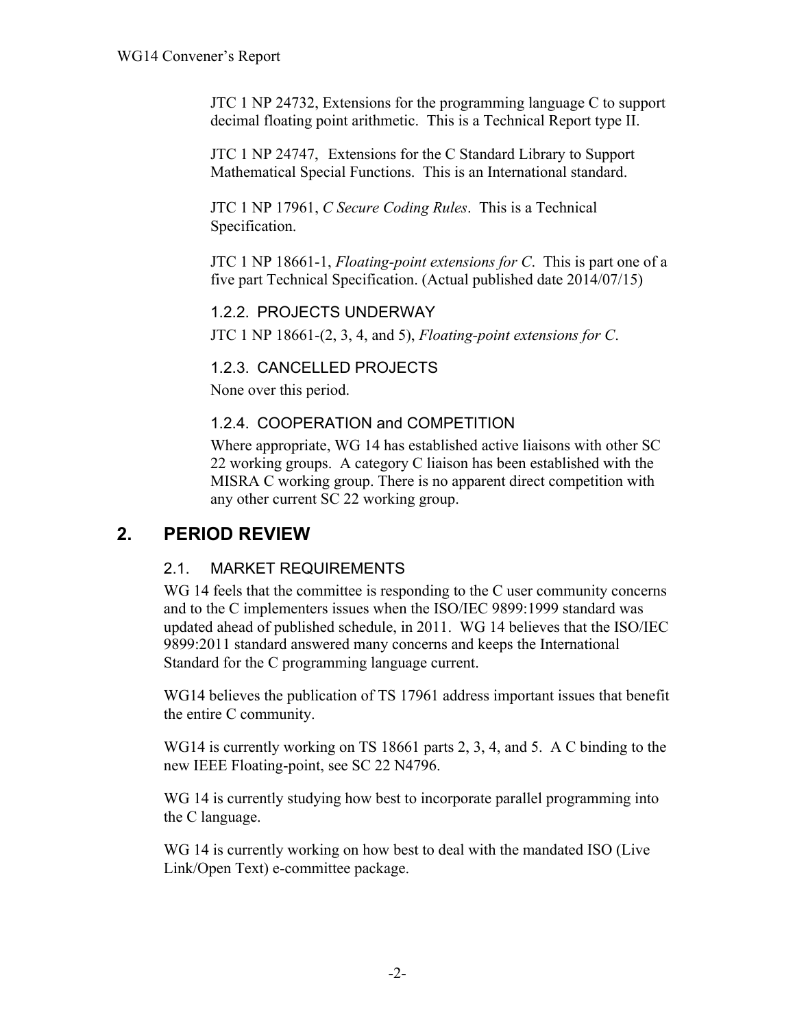JTC 1 NP 24732, Extensions for the programming language C to support decimal floating point arithmetic. This is a Technical Report type II.

JTC 1 NP 24747, Extensions for the C Standard Library to Support Mathematical Special Functions. This is an International standard.

JTC 1 NP 17961, *C Secure Coding Rules*. This is a Technical Specification.

JTC 1 NP 18661-1, *Floating-point extensions for C*. This is part one of a five part Technical Specification. (Actual published date 2014/07/15)

### 1.2.2. PROJECTS UNDERWAY

JTC 1 NP 18661-(2, 3, 4, and 5), *Floating-point extensions for C*.

### 1.2.3. CANCELLED PROJECTS

None over this period.

### 1.2.4. COOPERATION and COMPETITION

Where appropriate, WG 14 has established active liaisons with other SC 22 working groups. A category C liaison has been established with the MISRA C working group. There is no apparent direct competition with any other current SC 22 working group.

## 2. PERIOD REVIEW

### 2.1. MARKET REQUIREMENTS

WG 14 feels that the committee is responding to the C user community concerns and to the C implementers issues when the ISO/IEC 9899:1999 standard was updated ahead of published schedule, in 2011. WG 14 believes that the ISO/IEC 9899:2011 standard answered many concerns and keeps the International Standard for the C programming language current.

WG14 believes the publication of TS 17961 address important issues that benefit the entire C community.

WG14 is currently working on TS 18661 parts 2, 3, 4, and 5. A C binding to the new IEEE Floating-point, see SC 22 N4796.

WG 14 is currently studying how best to incorporate parallel programming into the C language.

WG 14 is currently working on how best to deal with the mandated ISO (Live Link/Open Text) e-committee package.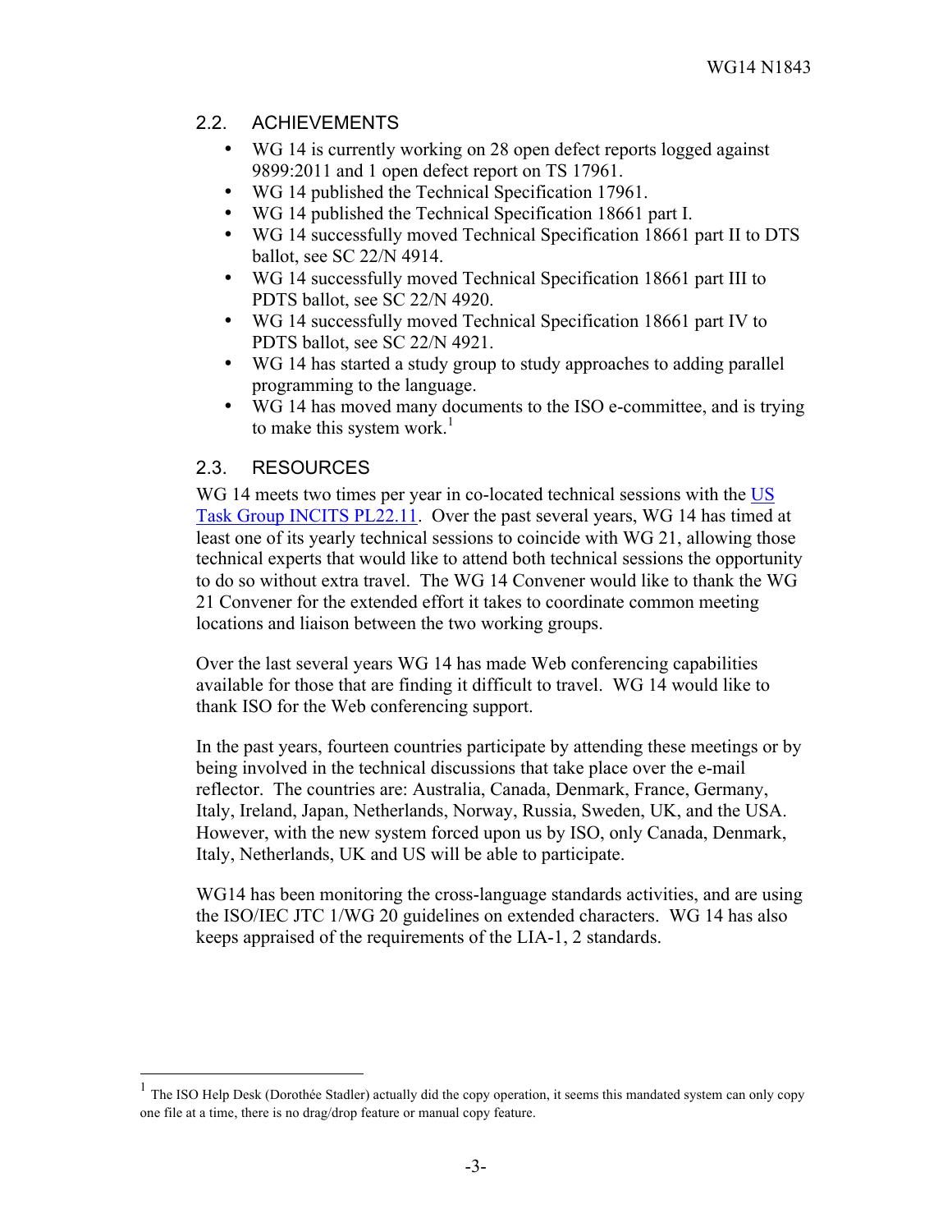## 2.2. ACHIEVEMENTS

- WG 14 is currently working on 28 open defect reports logged against 9899:2011 and 1 open defect report on TS 17961.
- WG 14 published the Technical Specification 17961.
- WG 14 published the Technical Specification 18661 part I.
- WG 14 successfully moved Technical Specification 18661 part II to DTS ballot, see SC 22/N 4914.
- WG 14 successfully moved Technical Specification 18661 part III to PDTS ballot, see SC 22/N 4920.
- WG 14 successfully moved Technical Specification 18661 part IV to PDTS ballot, see SC 22/N 4921.
- WG 14 has started a study group to study approaches to adding parallel programming to the language.
- WG 14 has moved many documents to the ISO e-committee, and is trying to make this system work.[1]

## 2.3. RESOURCES

WG 14 meets two times per year in co-located technical sessions with the US Task Group INCITS PL22.11. Over the past several years, WG 14 has timed at least one of its yearly technical sessions to coincide with WG 21, allowing those technical experts that would like to attend both technical sessions the opportunity to do so without extra travel. The WG 14 Convener would like to thank the WG 21 Convener for the extended effort it takes to coordinate common meeting locations and liaison between the two working groups.

Over the last several years WG 14 has made Web conferencing capabilities available for those that are finding it difficult to travel. WG 14 would like to thank ISO for the Web conferencing support.

In the past years, fourteen countries participate by attending these meetings or by being involved in the technical discussions that take place over the e-mail reflector. The countries are: Australia, Canada, Denmark, France, Germany, Italy, Ireland, Japan, Netherlands, Norway, Russia, Sweden, UK, and the USA. However, with the new system forced upon us by ISO, only Canada, Denmark, Italy, Netherlands, UK and US will be able to participate.

WG14 has been monitoring the cross-language standards activities, and are using the ISO/IEC JTC 1/WG 20 guidelines on extended characters. WG 14 has also keeps appraised of the requirements of the LIA-1, 2 standards.

---

[1] The ISO Help Desk (Dorothée Stadler) actually did the copy operation, it seems this mandated system can only copy one file at a time, there is no drag/drop feature or manual copy feature.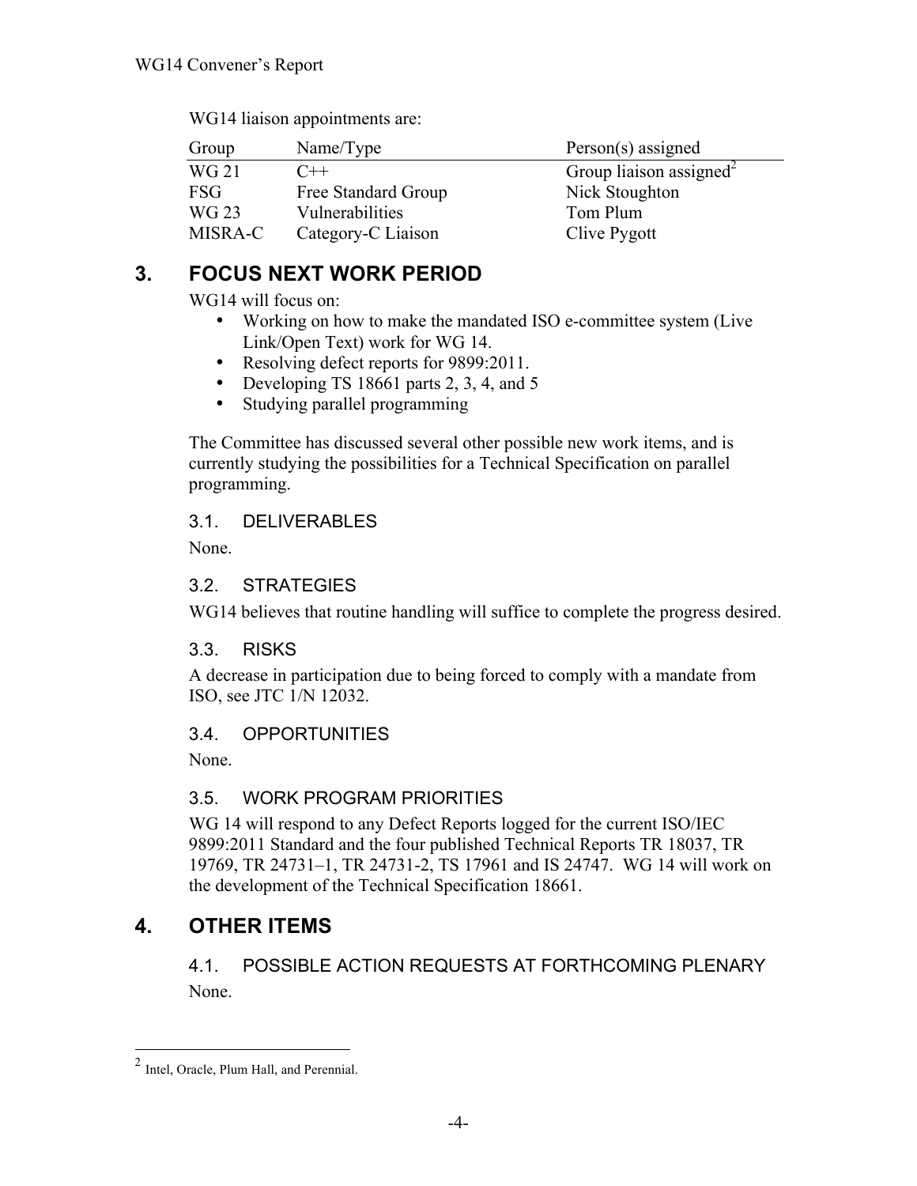WG14 liaison appointments are:

| Group | Name/Type | Person(s) assigned |
|---|---|---|
| WG 21 | C++ | Group liaison assigned[2] |
| FSG | Free Standard Group | Nick Stoughton |
| WG 23 | Vulnerabilities | Tom Plum |
| MISRA-C | Category-C Liaison | Clive Pygott |

# 3. FOCUS NEXT WORK PERIOD

WG14 will focus on:

- Working on how to make the mandated ISO e-committee system (Live Link/Open Text) work for WG 14.
- Resolving defect reports for 9899:2011.
- Developing TS 18661 parts 2, 3, 4, and 5
- Studying parallel programming

The Committee has discussed several other possible new work items, and is currently studying the possibilities for a Technical Specification on parallel programming.

## 3.1. DELIVERABLES

None.

## 3.2. STRATEGIES

WG14 believes that routine handling will suffice to complete the progress desired.

## 3.3. RISKS

A decrease in participation due to being forced to comply with a mandate from ISO, see JTC 1/N 12032.

## 3.4. OPPORTUNITIES

None.

## 3.5. WORK PROGRAM PRIORITIES

WG 14 will respond to any Defect Reports logged for the current ISO/IEC 9899:2011 Standard and the four published Technical Reports TR 18037, TR 19769, TR 24731–1, TR 24731-2, TS 17961 and IS 24747. WG 14 will work on the development of the Technical Specification 18661.

# 4. OTHER ITEMS

## 4.1. POSSIBLE ACTION REQUESTS AT FORTHCOMING PLENARY

None.

---

[2] Intel, Oracle, Plum Hall, and Perennial.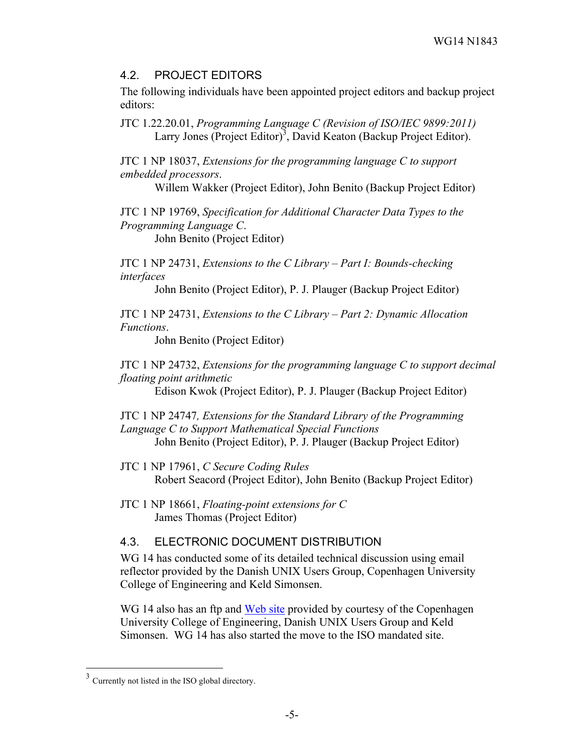## 4.2. PROJECT EDITORS

The following individuals have been appointed project editors and backup project editors:

JTC 1.22.20.01, *Programming Language C (Revision of ISO/IEC 9899:2011)*
Larry Jones (Project Editor)[3], David Keaton (Backup Project Editor).

JTC 1 NP 18037, *Extensions for the programming language C to support embedded processors*.
Willem Wakker (Project Editor), John Benito (Backup Project Editor)

JTC 1 NP 19769, *Specification for Additional Character Data Types to the Programming Language C*.
John Benito (Project Editor)

JTC 1 NP 24731, *Extensions to the C Library – Part I: Bounds-checking interfaces*
John Benito (Project Editor), P. J. Plauger (Backup Project Editor)

JTC 1 NP 24731, *Extensions to the C Library – Part 2: Dynamic Allocation Functions*.
John Benito (Project Editor)

JTC 1 NP 24732, *Extensions for the programming language C to support decimal floating point arithmetic*
Edison Kwok (Project Editor), P. J. Plauger (Backup Project Editor)

JTC 1 NP 24747*, Extensions for the Standard Library of the Programming Language C to Support Mathematical Special Functions*
John Benito (Project Editor), P. J. Plauger (Backup Project Editor)

JTC 1 NP 17961, *C Secure Coding Rules*
Robert Seacord (Project Editor), John Benito (Backup Project Editor)

JTC 1 NP 18661, *Floating-point extensions for C*
James Thomas (Project Editor)

## 4.3. ELECTRONIC DOCUMENT DISTRIBUTION

WG 14 has conducted some of its detailed technical discussion using email reflector provided by the Danish UNIX Users Group, Copenhagen University College of Engineering and Keld Simonsen.

WG 14 also has an ftp and Web site provided by courtesy of the Copenhagen University College of Engineering, Danish UNIX Users Group and Keld Simonsen. WG 14 has also started the move to the ISO mandated site.

---

[3] Currently not listed in the ISO global directory.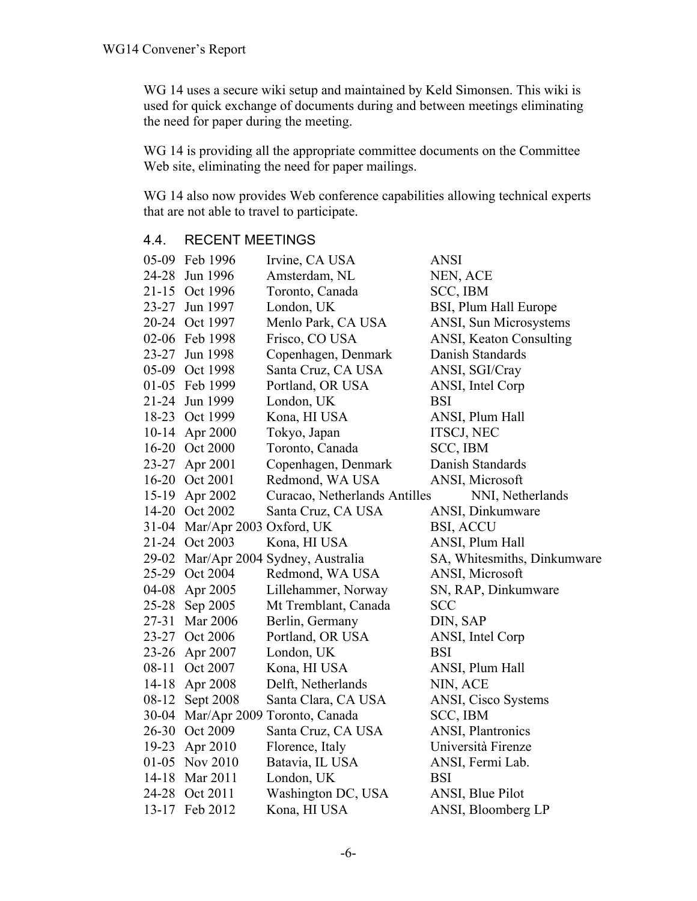WG 14 uses a secure wiki setup and maintained by Keld Simonsen. This wiki is used for quick exchange of documents during and between meetings eliminating the need for paper during the meeting.

WG 14 is providing all the appropriate committee documents on the Committee Web site, eliminating the need for paper mailings.

WG 14 also now provides Web conference capabilities allowing technical experts that are not able to travel to participate.

## 4.4. RECENT MEETINGS

| Dates | Month/Year | Location | Host |
|---|---|---|---|
| 05-09 | Feb 1996 | Irvine, CA USA | ANSI |
| 24-28 | Jun 1996 | Amsterdam, NL | NEN, ACE |
| 21-15 | Oct 1996 | Toronto, Canada | SCC, IBM |
| 23-27 | Jun 1997 | London, UK | BSI, Plum Hall Europe |
| 20-24 | Oct 1997 | Menlo Park, CA USA | ANSI, Sun Microsystems |
| 02-06 | Feb 1998 | Frisco, CO USA | ANSI, Keaton Consulting |
| 23-27 | Jun 1998 | Copenhagen, Denmark | Danish Standards |
| 05-09 | Oct 1998 | Santa Cruz, CA USA | ANSI, SGI/Cray |
| 01-05 | Feb 1999 | Portland, OR USA | ANSI, Intel Corp |
| 21-24 | Jun 1999 | London, UK | BSI |
| 18-23 | Oct 1999 | Kona, HI USA | ANSI, Plum Hall |
| 10-14 | Apr 2000 | Tokyo, Japan | ITSCJ, NEC |
| 16-20 | Oct 2000 | Toronto, Canada | SCC, IBM |
| 23-27 | Apr 2001 | Copenhagen, Denmark | Danish Standards |
| 16-20 | Oct 2001 | Redmond, WA USA | ANSI, Microsoft |
| 15-19 | Apr 2002 | Curacao, Netherlands Antilles | NNI, Netherlands |
| 14-20 | Oct 2002 | Santa Cruz, CA USA | ANSI, Dinkumware |
| 31-04 | Mar/Apr 2003 | Oxford, UK | BSI, ACCU |
| 21-24 | Oct 2003 | Kona, HI USA | ANSI, Plum Hall |
| 29-02 | Mar/Apr 2004 | Sydney, Australia | SA, Whitesmiths, Dinkumware |
| 25-29 | Oct 2004 | Redmond, WA USA | ANSI, Microsoft |
| 04-08 | Apr 2005 | Lillehammer, Norway | SN, RAP, Dinkumware |
| 25-28 | Sep 2005 | Mt Tremblant, Canada | SCC |
| 27-31 | Mar 2006 | Berlin, Germany | DIN, SAP |
| 23-27 | Oct 2006 | Portland, OR USA | ANSI, Intel Corp |
| 23-26 | Apr 2007 | London, UK | BSI |
| 08-11 | Oct 2007 | Kona, HI USA | ANSI, Plum Hall |
| 14-18 | Apr 2008 | Delft, Netherlands | NIN, ACE |
| 08-12 | Sept 2008 | Santa Clara, CA USA | ANSI, Cisco Systems |
| 30-04 | Mar/Apr 2009 | Toronto, Canada | SCC, IBM |
| 26-30 | Oct 2009 | Santa Cruz, CA USA | ANSI, Plantronics |
| 19-23 | Apr 2010 | Florence, Italy | Università Firenze |
| 01-05 | Nov 2010 | Batavia, IL USA | ANSI, Fermi Lab. |
| 14-18 | Mar 2011 | London, UK | BSI |
| 24-28 | Oct 2011 | Washington DC, USA | ANSI, Blue Pilot |
| 13-17 | Feb 2012 | Kona, HI USA | ANSI, Bloomberg LP |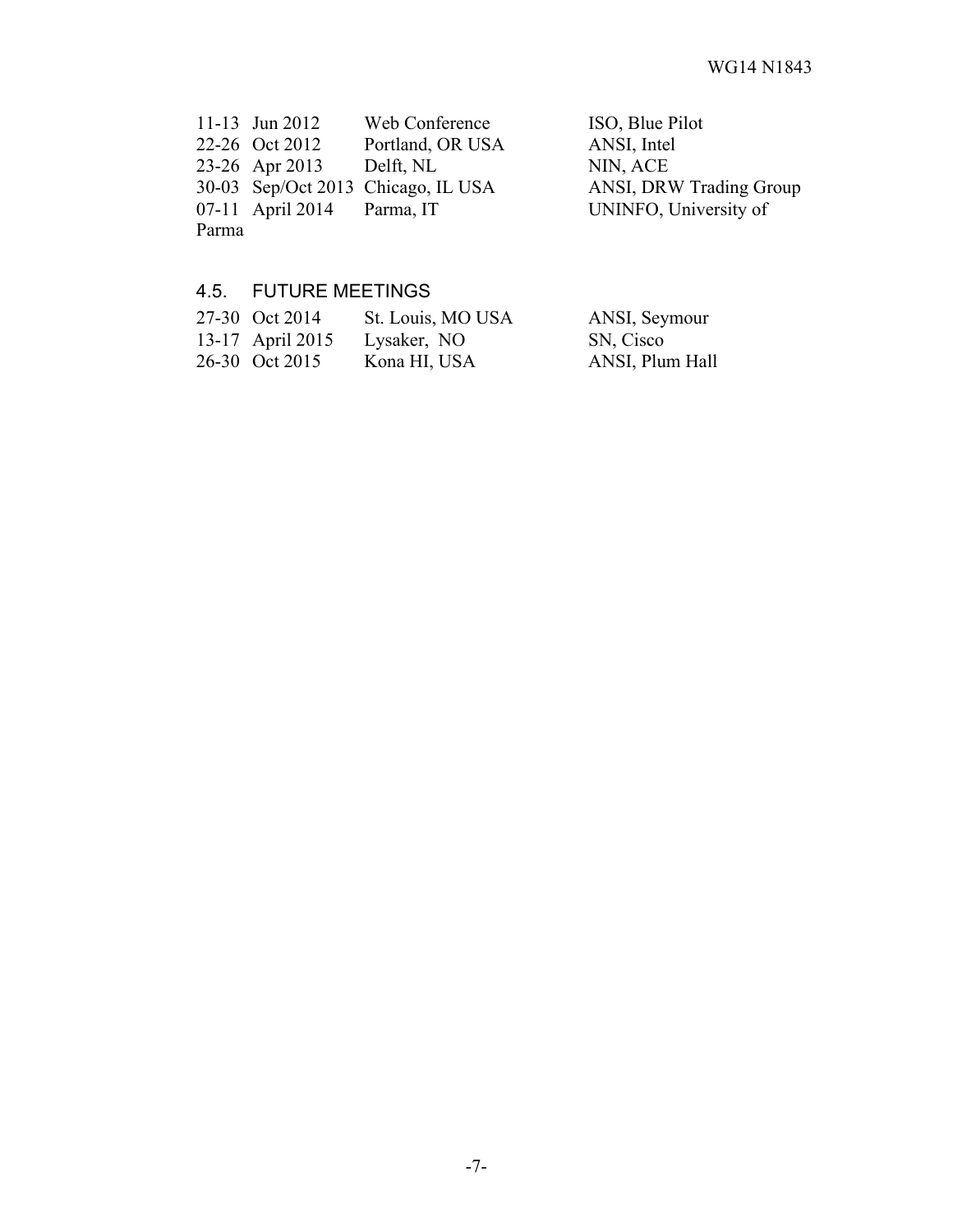| | | | |
|---|---|---|---|
| 11-13 | Jun 2012 | Web Conference | ISO, Blue Pilot |
| 22-26 | Oct 2012 | Portland, OR USA | ANSI, Intel |
| 23-26 | Apr 2013 | Delft, NL | NIN, ACE |
| 30-03 | Sep/Oct 2013 | Chicago, IL USA | ANSI, DRW Trading Group |
| 07-11 | April 2014 | Parma, IT | UNINFO, University of Parma |

## 4.5. FUTURE MEETINGS

| | | | |
|---|---|---|---|
| 27-30 | Oct 2014 | St. Louis, MO USA | ANSI, Seymour |
| 13-17 | April 2015 | Lysaker, NO | SN, Cisco |
| 26-30 | Oct 2015 | Kona HI, USA | ANSI, Plum Hall |